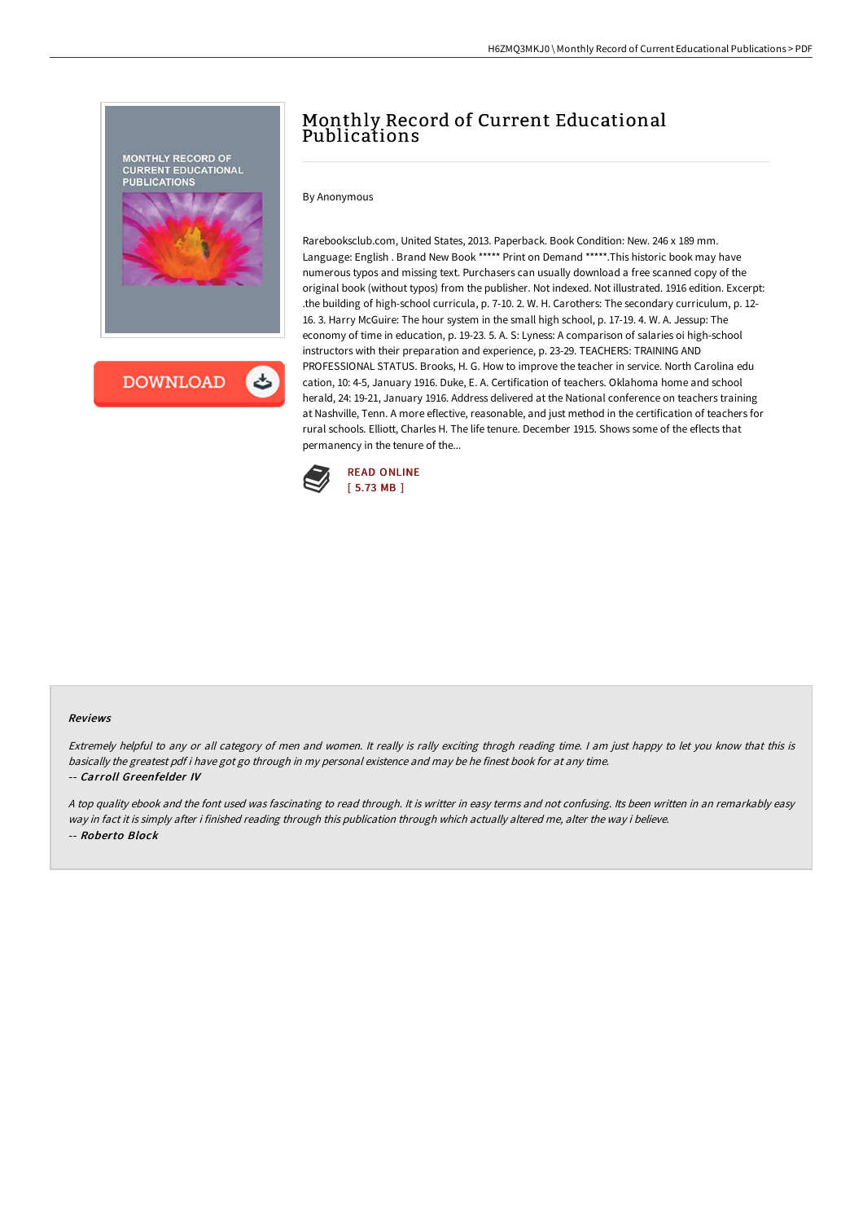# Monthly Record of Current Educational Publications

By Anonymous

Rarebooksclub.com, United States, 2013. Paperback. Book Condition: New. 246 x 189 mm. Language: English . Brand New Book ***** Print on Demand *****.This historic book may have numerous typos and missing text. Purchasers can usually download a free scanned copy of the original book (without typos) from the publisher. Not indexed. Not illustrated. 1916 edition. Excerpt: .the building of high-school curricula, p. 7-10. 2. W. H. Carothers: The secondary curriculum, p. 12-16. 3. Harry McGuire: The hour system in the small high school, p. 17-19. 4. W. A. Jessup: The economy of time in education, p. 19-23. 5. A. S: Lyness: A comparison of salaries oi high-school instructors with their preparation and experience, p. 23-29. TEACHERS: TRAINING AND PROFESSIONAL STATUS. Brooks, H. G. How to improve the teacher in service. North Carolina edu cation, 10: 4-5, January 1916. Duke, E. A. Certification of teachers. Oklahoma home and school herald, 24: 19-21, January 1916. Address delivered at the National conference on teachers training at Nashville, Tenn. A more effective, reasonable, and just method in the certification of teachers for rural schools. Elliott, Charles H. The life tenure. December 1915. Shows some of the effects that permanency in the tenure of the...

READ ONLINE
[ 5.73 MB ]

### Reviews

*Extremely helpful to any or all category of men and women. It really is rally exciting throgh reading time. I am just happy to let you know that this is basically the greatest pdf i have got go through in my personal existence and may be he finest book for at any time.*

-- ***Carroll Greenfelder IV***

*A top quality ebook and the font used was fascinating to read through. It is writter in easy terms and not confusing. Its been written in an remarkably easy way in fact it is simply after i finished reading through this publication through which actually altered me, alter the way i believe.*

-- ***Roberto Block***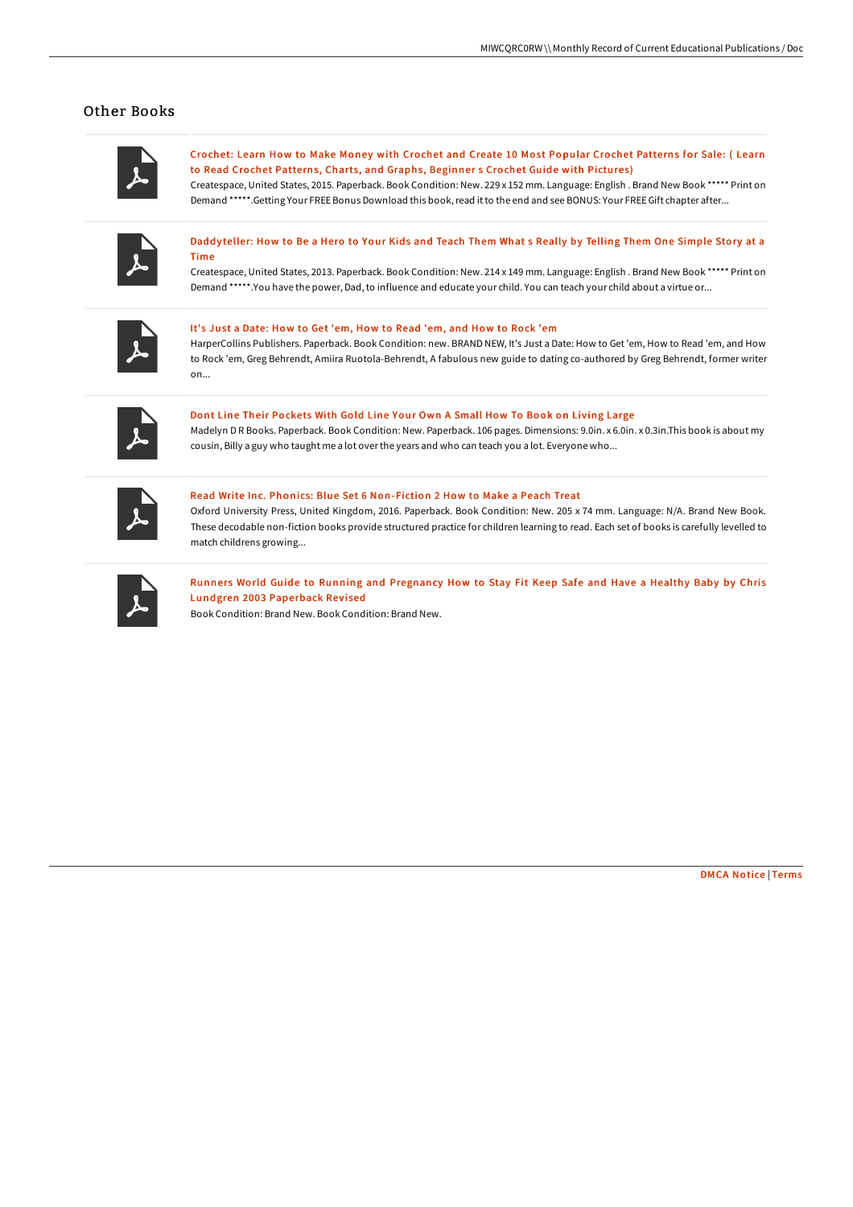## Other Books

**Crochet: Learn How to Make Money with Crochet and Create 10 Most Popular Crochet Patterns for Sale: ( Learn to Read Crochet Patterns, Charts, and Graphs, Beginner s Crochet Guide with Pictures)**

Createspace, United States, 2015. Paperback. Book Condition: New. 229 x 152 mm. Language: English . Brand New Book ***** Print on Demand *****.Getting Your FREE Bonus Download this book, read it to the end and see BONUS: Your FREE Gift chapter after...

**Daddyteller: How to Be a Hero to Your Kids and Teach Them What s Really by Telling Them One Simple Story at a Time**

Createspace, United States, 2013. Paperback. Book Condition: New. 214 x 149 mm. Language: English . Brand New Book ***** Print on Demand *****.You have the power, Dad, to influence and educate your child. You can teach your child about a virtue or...

**It's Just a Date: How to Get 'em, How to Read 'em, and How to Rock 'em**

HarperCollins Publishers. Paperback. Book Condition: new. BRAND NEW, It's Just a Date: How to Get 'em, How to Read 'em, and How to Rock 'em, Greg Behrendt, Amiira Ruotola-Behrendt, A fabulous new guide to dating co-authored by Greg Behrendt, former writer on...

**Dont Line Their Pockets With Gold Line Your Own A Small How To Book on Living Large**

Madelyn D R Books. Paperback. Book Condition: New. Paperback. 106 pages. Dimensions: 9.0in. x 6.0in. x 0.3in.This book is about my cousin, Billy a guy who taught me a lot over the years and who can teach you a lot. Everyone who...

**Read Write Inc. Phonics: Blue Set 6 Non-Fiction 2 How to Make a Peach Treat**

Oxford University Press, United Kingdom, 2016. Paperback. Book Condition: New. 205 x 74 mm. Language: N/A. Brand New Book. These decodable non-fiction books provide structured practice for children learning to read. Each set of books is carefully levelled to match childrens growing...

**Runners World Guide to Running and Pregnancy How to Stay Fit Keep Safe and Have a Healthy Baby by Chris Lundgren 2003 Paperback Revised**

Book Condition: Brand New. Book Condition: Brand New.